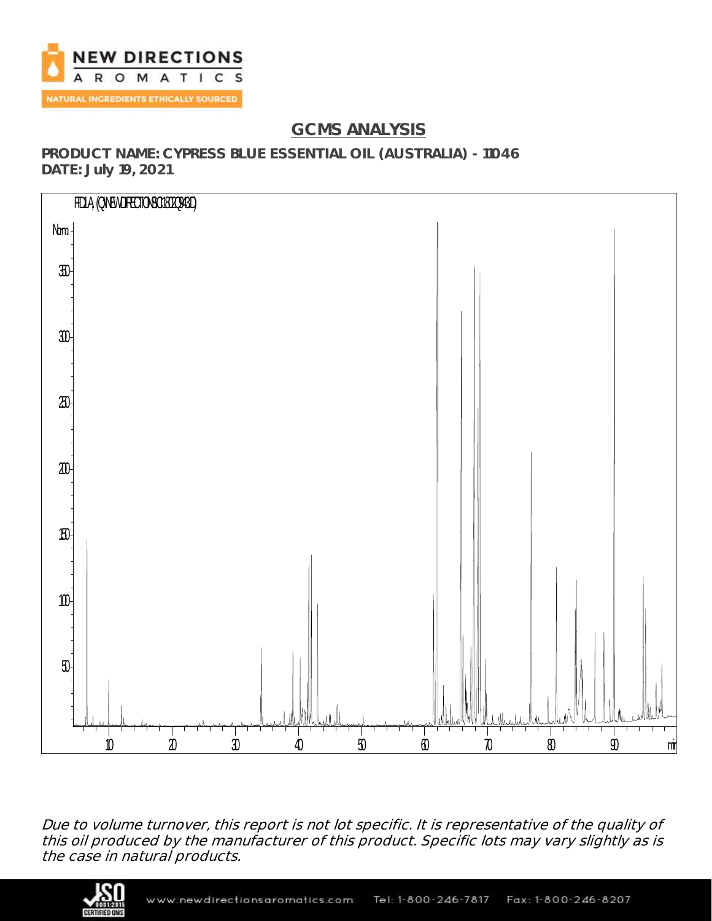## GCMS ANALYSIS

**PRODUCT NAME: CYPRESS BLUE ESSENTIAL OIL (AUSTRALIA) - 11046**
**DATE: July 19, 2021**

*Due to volume turnover, this report is not lot specific. It is representative of the quality of this oil produced by the manufacturer of this product. Specific lots may vary slightly as is the case in natural products.*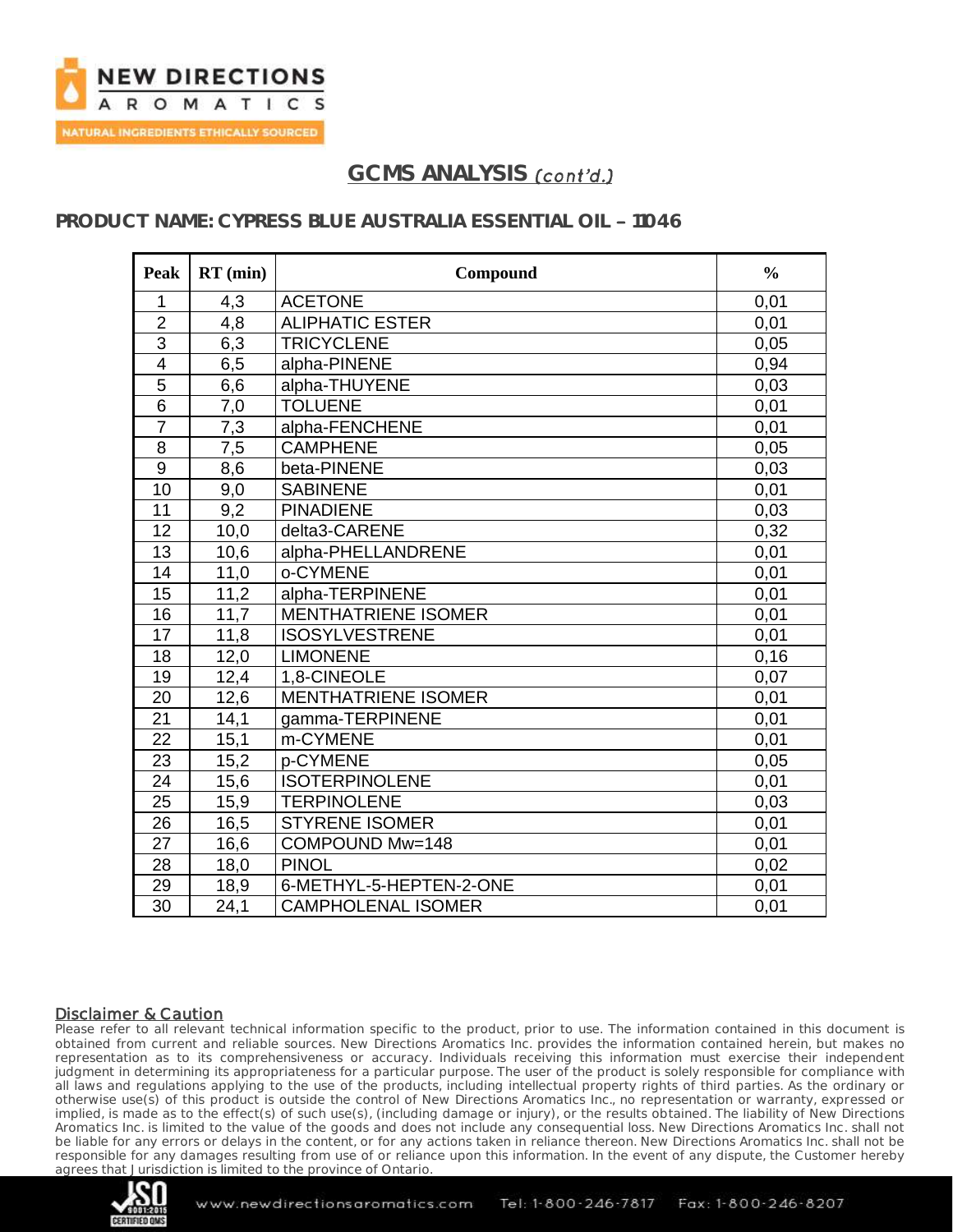## GCMS ANALYSIS *(cont'd.)*

### PRODUCT NAME: CYPRESS BLUE AUSTRALIA ESSENTIAL OIL – 11046

| Peak | RT (min) | Compound | % |
|---|---|---|---|
| 1 | 4,3 | ACETONE | 0,01 |
| 2 | 4,8 | ALIPHATIC ESTER | 0,01 |
| 3 | 6,3 | TRICYCLENE | 0,05 |
| 4 | 6,5 | alpha-PINENE | 0,94 |
| 5 | 6,6 | alpha-THUYENE | 0,03 |
| 6 | 7,0 | TOLUENE | 0,01 |
| 7 | 7,3 | alpha-FENCHENE | 0,01 |
| 8 | 7,5 | CAMPHENE | 0,05 |
| 9 | 8,6 | beta-PINENE | 0,03 |
| 10 | 9,0 | SABINENE | 0,01 |
| 11 | 9,2 | PINADIENE | 0,03 |
| 12 | 10,0 | delta3-CARENE | 0,32 |
| 13 | 10,6 | alpha-PHELLANDRENE | 0,01 |
| 14 | 11,0 | o-CYMENE | 0,01 |
| 15 | 11,2 | alpha-TERPINENE | 0,01 |
| 16 | 11,7 | MENTHATRIENE ISOMER | 0,01 |
| 17 | 11,8 | ISOSYLVESTRENE | 0,01 |
| 18 | 12,0 | LIMONENE | 0,16 |
| 19 | 12,4 | 1,8-CINEOLE | 0,07 |
| 20 | 12,6 | MENTHATRIENE ISOMER | 0,01 |
| 21 | 14,1 | gamma-TERPINENE | 0,01 |
| 22 | 15,1 | m-CYMENE | 0,01 |
| 23 | 15,2 | p-CYMENE | 0,05 |
| 24 | 15,6 | ISOTERPINOLENE | 0,01 |
| 25 | 15,9 | TERPINOLENE | 0,03 |
| 26 | 16,5 | STYRENE ISOMER | 0,01 |
| 27 | 16,6 | COMPOUND Mw=148 | 0,01 |
| 28 | 18,0 | PINOL | 0,02 |
| 29 | 18,9 | 6-METHYL-5-HEPTEN-2-ONE | 0,01 |
| 30 | 24,1 | CAMPHOLENAL ISOMER | 0,01 |

#### Disclaimer & Caution

Please refer to all relevant technical information specific to the product, prior to use. The information contained in this document is obtained from current and reliable sources. New Directions Aromatics Inc. provides the information contained herein, but makes no representation as to its comprehensiveness or accuracy. Individuals receiving this information must exercise their independent judgment in determining its appropriateness for a particular purpose. The user of the product is solely responsible for compliance with all laws and regulations applying to the use of the products, including intellectual property rights of third parties. As the ordinary or otherwise use(s) of this product is outside the control of New Directions Aromatics Inc., no representation or warranty, expressed or implied, is made as to the effect(s) of such use(s), (including damage or injury), or the results obtained. The liability of New Directions Aromatics Inc. is limited to the value of the goods and does not include any consequential loss. New Directions Aromatics Inc. shall not be liable for any errors or delays in the content, or for any actions taken in reliance thereon. New Directions Aromatics Inc. shall not be responsible for any damages resulting from use of or reliance upon this information. In the event of any dispute, the Customer hereby agrees that Jurisdiction is limited to the province of Ontario.

www.newdirectionsaromatics.com Tel: 1-800-246-7817 Fax: 1-800-246-8207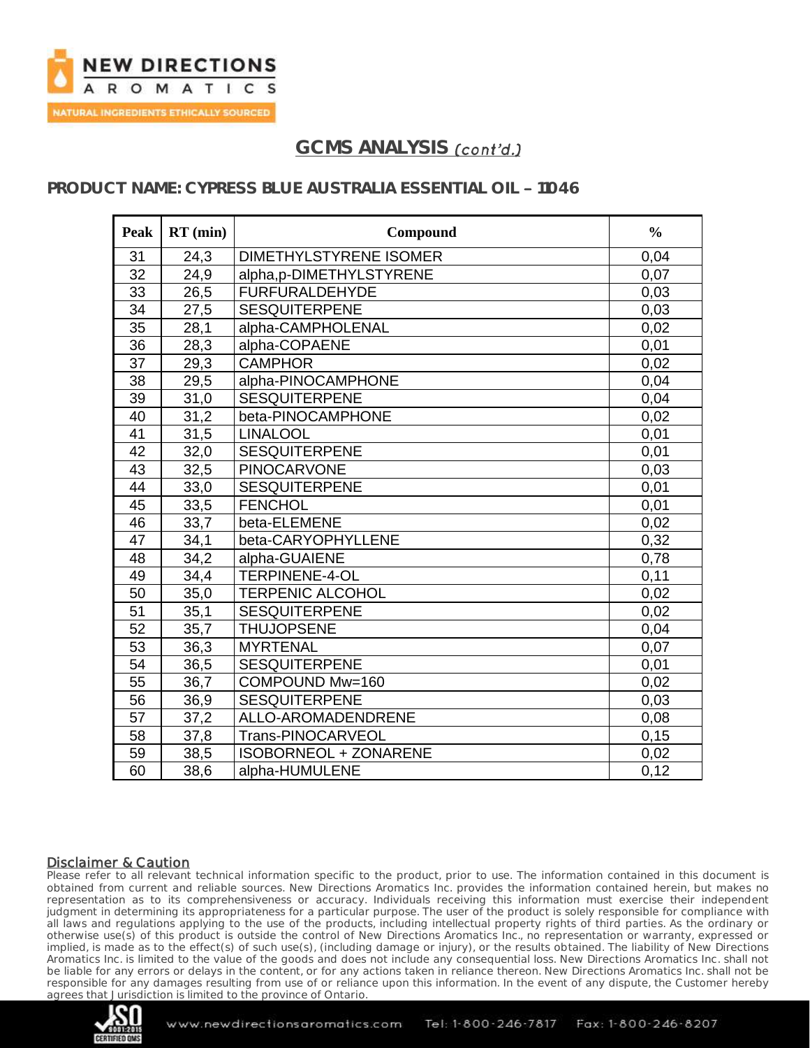## GCMS ANALYSIS *(cont'd.)*

### PRODUCT NAME: CYPRESS BLUE AUSTRALIA ESSENTIAL OIL – 11046

| Peak | RT (min) | Compound | % |
|---|---|---|---|
| 31 | 24,3 | DIMETHYLSTYRENE ISOMER | 0,04 |
| 32 | 24,9 | alpha,p-DIMETHYLSTYRENE | 0,07 |
| 33 | 26,5 | FURFURALDEHYDE | 0,03 |
| 34 | 27,5 | SESQUITERPENE | 0,03 |
| 35 | 28,1 | alpha-CAMPHOLENAL | 0,02 |
| 36 | 28,3 | alpha-COPAENE | 0,01 |
| 37 | 29,3 | CAMPHOR | 0,02 |
| 38 | 29,5 | alpha-PINOCAMPHONE | 0,04 |
| 39 | 31,0 | SESQUITERPENE | 0,04 |
| 40 | 31,2 | beta-PINOCAMPHONE | 0,02 |
| 41 | 31,5 | LINALOOL | 0,01 |
| 42 | 32,0 | SESQUITERPENE | 0,01 |
| 43 | 32,5 | PINOCARVONE | 0,03 |
| 44 | 33,0 | SESQUITERPENE | 0,01 |
| 45 | 33,5 | FENCHOL | 0,01 |
| 46 | 33,7 | beta-ELEMENE | 0,02 |
| 47 | 34,1 | beta-CARYOPHYLLENE | 0,32 |
| 48 | 34,2 | alpha-GUAIENE | 0,78 |
| 49 | 34,4 | TERPINENE-4-OL | 0,11 |
| 50 | 35,0 | TERPENIC ALCOHOL | 0,02 |
| 51 | 35,1 | SESQUITERPENE | 0,02 |
| 52 | 35,7 | THUJOPSENE | 0,04 |
| 53 | 36,3 | MYRTENAL | 0,07 |
| 54 | 36,5 | SESQUITERPENE | 0,01 |
| 55 | 36,7 | COMPOUND Mw=160 | 0,02 |
| 56 | 36,9 | SESQUITERPENE | 0,03 |
| 57 | 37,2 | ALLO-AROMADENDRENE | 0,08 |
| 58 | 37,8 | Trans-PINOCARVEOL | 0,15 |
| 59 | 38,5 | ISOBORNEOL + ZONARENE | 0,02 |
| 60 | 38,6 | alpha-HUMULENE | 0,12 |

**Disclaimer & Caution**

Please refer to all relevant technical information specific to the product, prior to use. The information contained in this document is obtained from current and reliable sources. New Directions Aromatics Inc. provides the information contained herein, but makes no representation as to its comprehensiveness or accuracy. Individuals receiving this information must exercise their independent judgment in determining its appropriateness for a particular purpose. The user of the product is solely responsible for compliance with all laws and regulations applying to the use of the products, including intellectual property rights of third parties. As the ordinary or otherwise use(s) of this product is outside the control of New Directions Aromatics Inc., no representation or warranty, expressed or implied, is made as to the effect(s) of such use(s), (including damage or injury), or the results obtained. The liability of New Directions Aromatics Inc. is limited to the value of the goods and does not include any consequential loss. New Directions Aromatics Inc. shall not be liable for any errors or delays in the content, or for any actions taken in reliance thereon. New Directions Aromatics Inc. shall not be responsible for any damages resulting from use of or reliance upon this information. In the event of any dispute, the Customer hereby agrees that Jurisdiction is limited to the province of Ontario.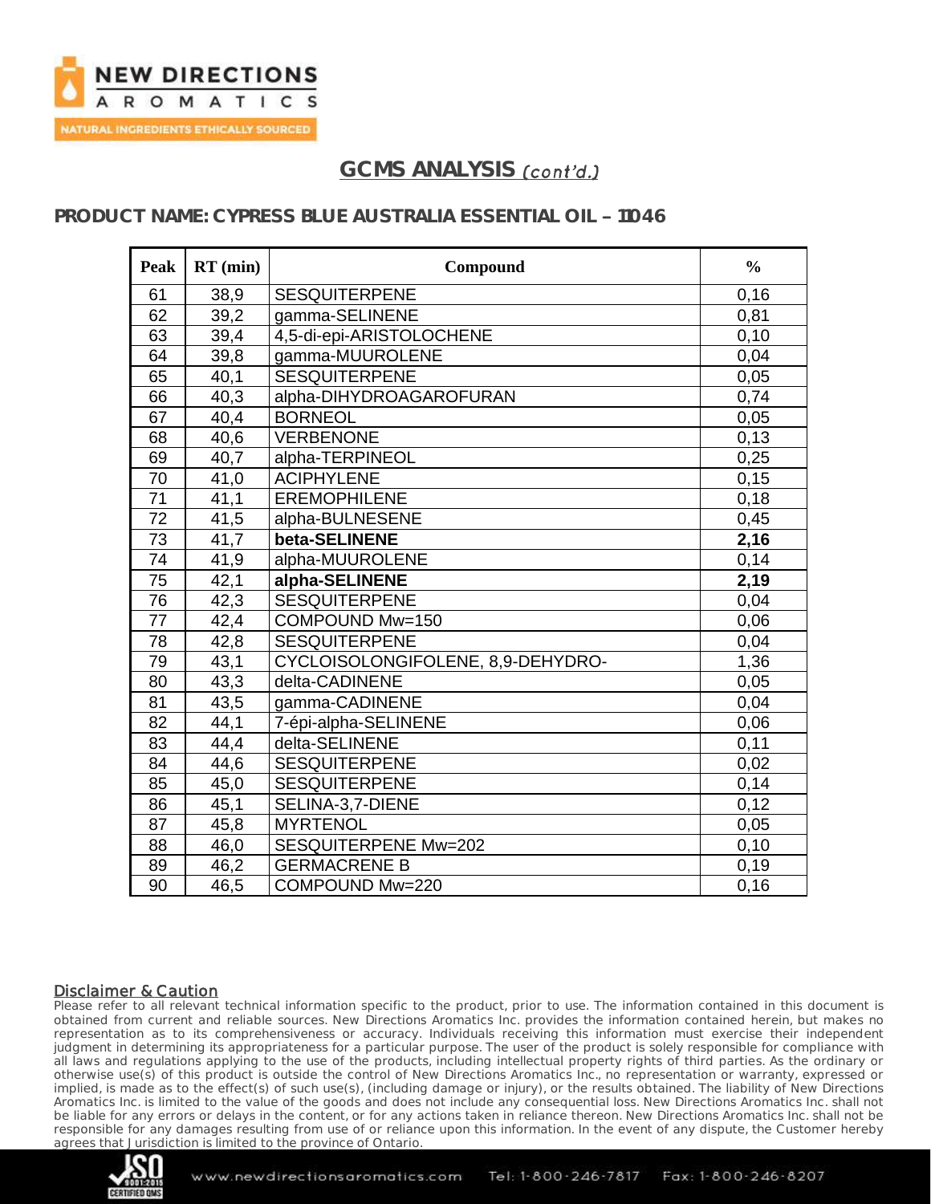## GCMS ANALYSIS *(cont'd.)*

### PRODUCT NAME: CYPRESS BLUE AUSTRALIA ESSENTIAL OIL – 11046

| Peak | RT (min) | Compound | % |
|---|---|---|---|
| 61 | 38,9 | SESQUITERPENE | 0,16 |
| 62 | 39,2 | gamma-SELINENE | 0,81 |
| 63 | 39,4 | 4,5-di-epi-ARISTOLOCHENE | 0,10 |
| 64 | 39,8 | gamma-MUUROLENE | 0,04 |
| 65 | 40,1 | SESQUITERPENE | 0,05 |
| 66 | 40,3 | alpha-DIHYDROAGAROFURAN | 0,74 |
| 67 | 40,4 | BORNEOL | 0,05 |
| 68 | 40,6 | VERBENONE | 0,13 |
| 69 | 40,7 | alpha-TERPINEOL | 0,25 |
| 70 | 41,0 | ACIPHYLENE | 0,15 |
| 71 | 41,1 | EREMOPHILENE | 0,18 |
| 72 | 41,5 | alpha-BULNESENE | 0,45 |
| 73 | 41,7 | **beta-SELINENE** | **2,16** |
| 74 | 41,9 | alpha-MUUROLENE | 0,14 |
| 75 | 42,1 | **alpha-SELINENE** | **2,19** |
| 76 | 42,3 | SESQUITERPENE | 0,04 |
| 77 | 42,4 | COMPOUND Mw=150 | 0,06 |
| 78 | 42,8 | SESQUITERPENE | 0,04 |
| 79 | 43,1 | CYCLOISOLONGIFOLENE, 8,9-DEHYDRO- | 1,36 |
| 80 | 43,3 | delta-CADINENE | 0,05 |
| 81 | 43,5 | gamma-CADINENE | 0,04 |
| 82 | 44,1 | 7-épi-alpha-SELINENE | 0,06 |
| 83 | 44,4 | delta-SELINENE | 0,11 |
| 84 | 44,6 | SESQUITERPENE | 0,02 |
| 85 | 45,0 | SESQUITERPENE | 0,14 |
| 86 | 45,1 | SELINA-3,7-DIENE | 0,12 |
| 87 | 45,8 | MYRTENOL | 0,05 |
| 88 | 46,0 | SESQUITERPENE Mw=202 | 0,10 |
| 89 | 46,2 | GERMACRENE B | 0,19 |
| 90 | 46,5 | COMPOUND Mw=220 | 0,16 |

Disclaimer & Caution

Please refer to all relevant technical information specific to the product, prior to use. The information contained in this document is obtained from current and reliable sources. New Directions Aromatics Inc. provides the information contained herein, but makes no representation as to its comprehensiveness or accuracy. Individuals receiving this information must exercise their independent judgment in determining its appropriateness for a particular purpose. The user of the product is solely responsible for compliance with all laws and regulations applying to the use of the products, including intellectual property rights of third parties. As the ordinary or otherwise use(s) of this product is outside the control of New Directions Aromatics Inc., no representation or warranty, expressed or implied, is made as to the effect(s) of such use(s), (including damage or injury), or the results obtained. The liability of New Directions Aromatics Inc. is limited to the value of the goods and does not include any consequential loss. New Directions Aromatics Inc. shall not be liable for any errors or delays in the content, or for any actions taken in reliance thereon. New Directions Aromatics Inc. shall not be responsible for any damages resulting from use of or reliance upon this information. In the event of any dispute, the Customer hereby agrees that Jurisdiction is limited to the province of Ontario.

www.newdirectionsaromatics.com Tel: 1-800-246-7817 Fax: 1-800-246-8207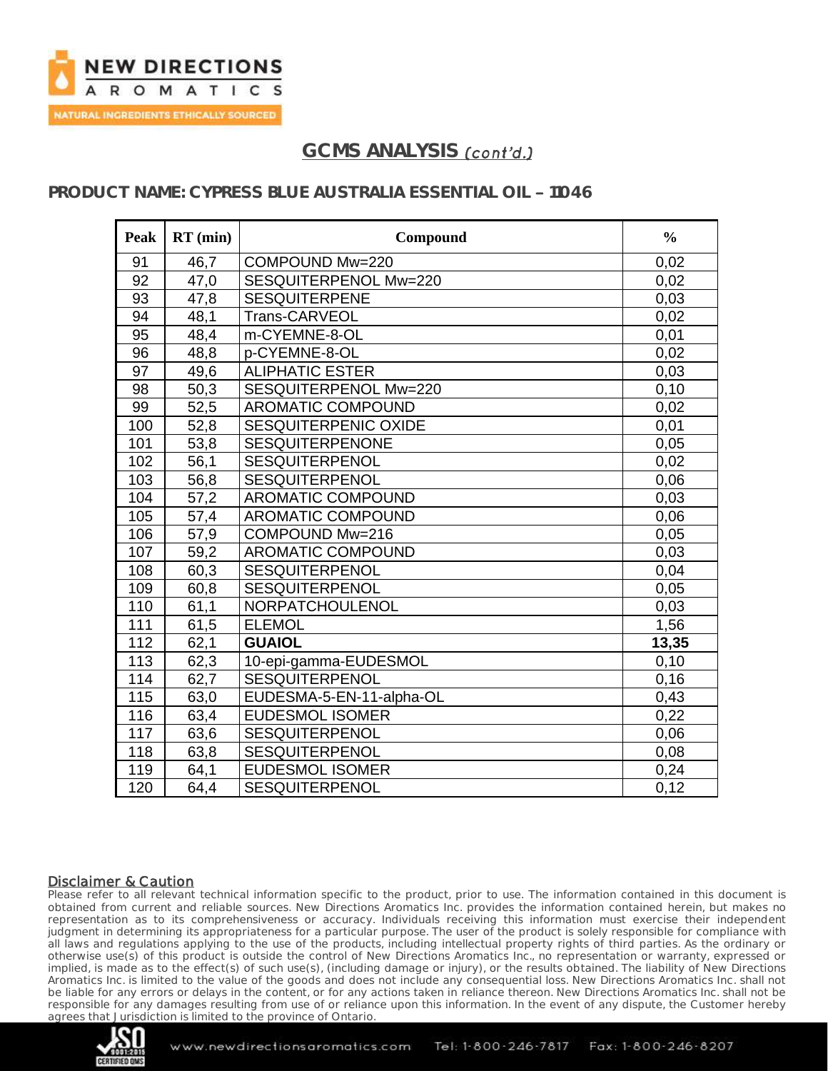## GCMS ANALYSIS *(cont'd.)*

### PRODUCT NAME: CYPRESS BLUE AUSTRALIA ESSENTIAL OIL – 1104 6

| Peak | RT (min) | Compound | % |
|---|---|---|---|
| 91 | 46,7 | COMPOUND Mw=220 | 0,02 |
| 92 | 47,0 | SESQUITERPENOL Mw=220 | 0,02 |
| 93 | 47,8 | SESQUITERPENE | 0,03 |
| 94 | 48,1 | Trans-CARVEOL | 0,02 |
| 95 | 48,4 | m-CYEMNE-8-OL | 0,01 |
| 96 | 48,8 | p-CYEMNE-8-OL | 0,02 |
| 97 | 49,6 | ALIPHATIC ESTER | 0,03 |
| 98 | 50,3 | SESQUITERPENOL Mw=220 | 0,10 |
| 99 | 52,5 | AROMATIC COMPOUND | 0,02 |
| 100 | 52,8 | SESQUITERPENIC OXIDE | 0,01 |
| 101 | 53,8 | SESQUITERPENONE | 0,05 |
| 102 | 56,1 | SESQUITERPENOL | 0,02 |
| 103 | 56,8 | SESQUITERPENOL | 0,06 |
| 104 | 57,2 | AROMATIC COMPOUND | 0,03 |
| 105 | 57,4 | AROMATIC COMPOUND | 0,06 |
| 106 | 57,9 | COMPOUND Mw=216 | 0,05 |
| 107 | 59,2 | AROMATIC COMPOUND | 0,03 |
| 108 | 60,3 | SESQUITERPENOL | 0,04 |
| 109 | 60,8 | SESQUITERPENOL | 0,05 |
| 110 | 61,1 | NORPATCHOULENOL | 0,03 |
| 111 | 61,5 | ELEMOL | 1,56 |
| 112 | 62,1 | **GUAIOL** | **13,35** |
| 113 | 62,3 | 10-epi-gamma-EUDESMOL | 0,10 |
| 114 | 62,7 | SESQUITERPENOL | 0,16 |
| 115 | 63,0 | EUDESMA-5-EN-11-alpha-OL | 0,43 |
| 116 | 63,4 | EUDESMOL ISOMER | 0,22 |
| 117 | 63,6 | SESQUITERPENOL | 0,06 |
| 118 | 63,8 | SESQUITERPENOL | 0,08 |
| 119 | 64,1 | EUDESMOL ISOMER | 0,24 |
| 120 | 64,4 | SESQUITERPENOL | 0,12 |

#### Disclaimer & Caution

Please refer to all relevant technical information specific to the product, prior to use. The information contained in this document is obtained from current and reliable sources. New Directions Aromatics Inc. provides the information contained herein, but makes no representation as to its comprehensiveness or accuracy. Individuals receiving this information must exercise their independent judgment in determining its appropriateness for a particular purpose. The user of the product is solely responsible for compliance with all laws and regulations applying to the use of the products, including intellectual property rights of third parties. As the ordinary or otherwise use(s) of this product is outside the control of New Directions Aromatics Inc., no representation or warranty, expressed or implied, is made as to the effect(s) of such use(s), (including damage or injury), or the results obtained. The liability of New Directions Aromatics Inc. is limited to the value of the goods and does not include any consequential loss. New Directions Aromatics Inc. shall not be liable for any errors or delays in the content, or for any actions taken in reliance thereon. New Directions Aromatics Inc. shall not be responsible for any damages resulting from use of or reliance upon this information. In the event of any dispute, the Customer hereby agrees that Jurisdiction is limited to the province of Ontario.

www.newdirectionsaromatics.com Tel: 1-800-246-7817 Fax: 1-800-246-8207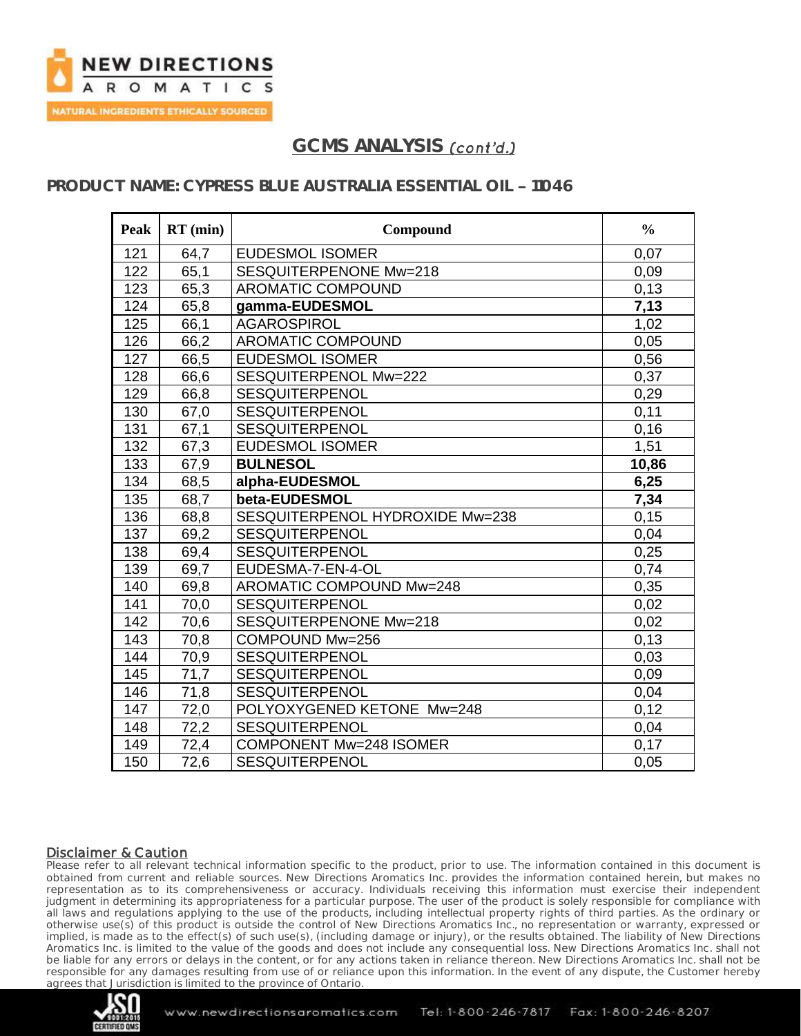## GCMS ANALYSIS *(cont'd.)*

### PRODUCT NAME: CYPRESS BLUE AUSTRALIA ESSENTIAL OIL – 11046

| Peak | RT (min) | Compound | % |
|---|---|---|---|
| 121 | 64,7 | EUDESMOL ISOMER | 0,07 |
| 122 | 65,1 | SESQUITERPENONE Mw=218 | 0,09 |
| 123 | 65,3 | AROMATIC COMPOUND | 0,13 |
| 124 | 65,8 | **gamma-EUDESMOL** | **7,13** |
| 125 | 66,1 | AGAROSPIROL | 1,02 |
| 126 | 66,2 | AROMATIC COMPOUND | 0,05 |
| 127 | 66,5 | EUDESMOL ISOMER | 0,56 |
| 128 | 66,6 | SESQUITERPENOL Mw=222 | 0,37 |
| 129 | 66,8 | SESQUITERPENOL | 0,29 |
| 130 | 67,0 | SESQUITERPENOL | 0,11 |
| 131 | 67,1 | SESQUITERPENOL | 0,16 |
| 132 | 67,3 | EUDESMOL ISOMER | 1,51 |
| 133 | 67,9 | **BULNESOL** | **10,86** |
| 134 | 68,5 | **alpha-EUDESMOL** | **6,25** |
| 135 | 68,7 | **beta-EUDESMOL** | **7,34** |
| 136 | 68,8 | SESQUITERPENOL HYDROXIDE Mw=238 | 0,15 |
| 137 | 69,2 | SESQUITERPENOL | 0,04 |
| 138 | 69,4 | SESQUITERPENOL | 0,25 |
| 139 | 69,7 | EUDESMA-7-EN-4-OL | 0,74 |
| 140 | 69,8 | AROMATIC COMPOUND Mw=248 | 0,35 |
| 141 | 70,0 | SESQUITERPENOL | 0,02 |
| 142 | 70,6 | SESQUITERPENONE Mw=218 | 0,02 |
| 143 | 70,8 | COMPOUND Mw=256 | 0,13 |
| 144 | 70,9 | SESQUITERPENOL | 0,03 |
| 145 | 71,7 | SESQUITERPENOL | 0,09 |
| 146 | 71,8 | SESQUITERPENOL | 0,04 |
| 147 | 72,0 | POLYOXYGENED KETONE Mw=248 | 0,12 |
| 148 | 72,2 | SESQUITERPENOL | 0,04 |
| 149 | 72,4 | COMPONENT Mw=248 ISOMER | 0,17 |
| 150 | 72,6 | SESQUITERPENOL | 0,05 |

**Disclaimer & Caution**

Please refer to all relevant technical information specific to the product, prior to use. The information contained in this document is obtained from current and reliable sources. New Directions Aromatics Inc. provides the information contained herein, but makes no representation as to its comprehensiveness or accuracy. Individuals receiving this information must exercise their independent judgment in determining its appropriateness for a particular purpose. The user of the product is solely responsible for compliance with all laws and regulations applying to the use of the products, including intellectual property rights of third parties. As the ordinary or otherwise use(s) of this product is outside the control of New Directions Aromatics Inc., no representation or warranty, expressed or implied, is made as to the effect(s) of such use(s), (including damage or injury), or the results obtained. The liability of New Directions Aromatics Inc. is limited to the value of the goods and does not include any consequential loss. New Directions Aromatics Inc. shall not be liable for any errors or delays in the content, or for any actions taken in reliance thereon. New Directions Aromatics Inc. shall not be responsible for any damages resulting from use of or reliance upon this information. In the event of any dispute, the Customer hereby agrees that Jurisdiction is limited to the province of Ontario.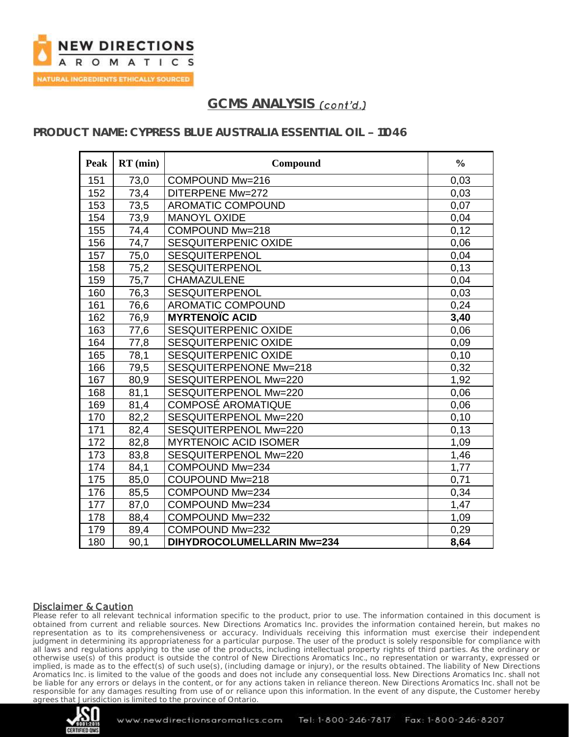## GCMS ANALYSIS *(cont'd.)*

### PRODUCT NAME: CYPRESS BLUE AUSTRALIA ESSENTIAL OIL – 11046

| Peak | RT (min) | Compound | % |
|---|---|---|---|
| 151 | 73,0 | COMPOUND Mw=216 | 0,03 |
| 152 | 73,4 | DITERPENE Mw=272 | 0,03 |
| 153 | 73,5 | AROMATIC COMPOUND | 0,07 |
| 154 | 73,9 | MANOYL OXIDE | 0,04 |
| 155 | 74,4 | COMPOUND Mw=218 | 0,12 |
| 156 | 74,7 | SESQUITERPENIC OXIDE | 0,06 |
| 157 | 75,0 | SESQUITERPENOL | 0,04 |
| 158 | 75,2 | SESQUITERPENOL | 0,13 |
| 159 | 75,7 | CHAMAZULENE | 0,04 |
| 160 | 76,3 | SESQUITERPENOL | 0,03 |
| 161 | 76,6 | AROMATIC COMPOUND | 0,24 |
| 162 | 76,9 | **MYRTENOÏC ACID** | **3,40** |
| 163 | 77,6 | SESQUITERPENIC OXIDE | 0,06 |
| 164 | 77,8 | SESQUITERPENIC OXIDE | 0,09 |
| 165 | 78,1 | SESQUITERPENIC OXIDE | 0,10 |
| 166 | 79,5 | SESQUITERPENONE Mw=218 | 0,32 |
| 167 | 80,9 | SESQUITERPENOL Mw=220 | 1,92 |
| 168 | 81,1 | SESQUITERPENOL Mw=220 | 0,06 |
| 169 | 81,4 | COMPOSÉ AROMATIQUE | 0,06 |
| 170 | 82,2 | SESQUITERPENOL Mw=220 | 0,10 |
| 171 | 82,4 | SESQUITERPENOL Mw=220 | 0,13 |
| 172 | 82,8 | MYRTENOIC ACID ISOMER | 1,09 |
| 173 | 83,8 | SESQUITERPENOL Mw=220 | 1,46 |
| 174 | 84,1 | COMPOUND Mw=234 | 1,77 |
| 175 | 85,0 | COUPOUND Mw=218 | 0,71 |
| 176 | 85,5 | COMPOUND Mw=234 | 0,34 |
| 177 | 87,0 | COMPOUND Mw=234 | 1,47 |
| 178 | 88,4 | COMPOUND Mw=232 | 1,09 |
| 179 | 89,4 | COMPOUND Mw=232 | 0,29 |
| 180 | 90,1 | **DIHYDROCOLUMELLARIN Mw=234** | **8,64** |

#### Disclaimer & Caution

Please refer to all relevant technical information specific to the product, prior to use. The information contained in this document is obtained from current and reliable sources. New Directions Aromatics Inc. provides the information contained herein, but makes no representation as to its comprehensiveness or accuracy. Individuals receiving this information must exercise their independent judgment in determining its appropriateness for a particular purpose. The user of the product is solely responsible for compliance with all laws and regulations applying to the use of the products, including intellectual property rights of third parties. As the ordinary or otherwise use(s) of this product is outside the control of New Directions Aromatics Inc., no representation or warranty, expressed or implied, is made as to the effect(s) of such use(s), (including damage or injury), or the results obtained. The liability of New Directions Aromatics Inc. is limited to the value of the goods and does not include any consequential loss. New Directions Aromatics Inc. shall not be liable for any errors or delays in the content, or for any actions taken in reliance thereon. New Directions Aromatics Inc. shall not be responsible for any damages resulting from use of or reliance upon this information. In the event of any dispute, the Customer hereby agrees that Jurisdiction is limited to the province of Ontario.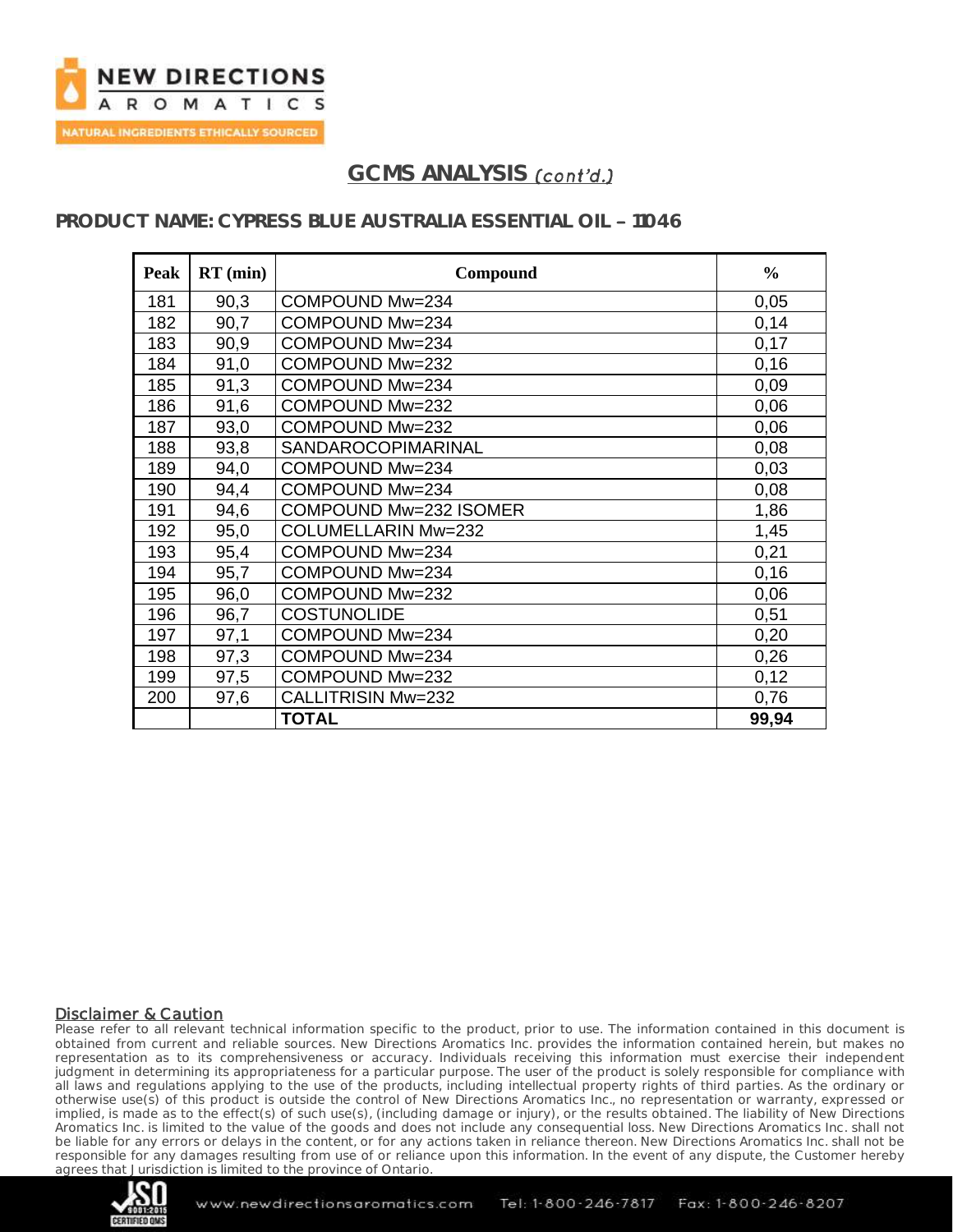## GCMS ANALYSIS *(cont'd.)*

### PRODUCT NAME: CYPRESS BLUE AUSTRALIA ESSENTIAL OIL – 11046

| Peak | RT (min) | Compound | % |
|---|---|---|---|
| 181 | 90,3 | COMPOUND Mw=234 | 0,05 |
| 182 | 90,7 | COMPOUND Mw=234 | 0,14 |
| 183 | 90,9 | COMPOUND Mw=234 | 0,17 |
| 184 | 91,0 | COMPOUND Mw=232 | 0,16 |
| 185 | 91,3 | COMPOUND Mw=234 | 0,09 |
| 186 | 91,6 | COMPOUND Mw=232 | 0,06 |
| 187 | 93,0 | COMPOUND Mw=232 | 0,06 |
| 188 | 93,8 | SANDAROCOPIMARINAL | 0,08 |
| 189 | 94,0 | COMPOUND Mw=234 | 0,03 |
| 190 | 94,4 | COMPOUND Mw=234 | 0,08 |
| 191 | 94,6 | COMPOUND Mw=232 ISOMER | 1,86 |
| 192 | 95,0 | COLUMELLARIN Mw=232 | 1,45 |
| 193 | 95,4 | COMPOUND Mw=234 | 0,21 |
| 194 | 95,7 | COMPOUND Mw=234 | 0,16 |
| 195 | 96,0 | COMPOUND Mw=232 | 0,06 |
| 196 | 96,7 | COSTUNOLIDE | 0,51 |
| 197 | 97,1 | COMPOUND Mw=234 | 0,20 |
| 198 | 97,3 | COMPOUND Mw=234 | 0,26 |
| 199 | 97,5 | COMPOUND Mw=232 | 0,12 |
| 200 | 97,6 | CALLITRISIN Mw=232 | 0,76 |
| | | **TOTAL** | **99,94** |

**Disclaimer & Caution**

Please refer to all relevant technical information specific to the product, prior to use. The information contained in this document is obtained from current and reliable sources. New Directions Aromatics Inc. provides the information contained herein, but makes no representation as to its comprehensiveness or accuracy. Individuals receiving this information must exercise their independent judgment in determining its appropriateness for a particular purpose. The user of the product is solely responsible for compliance with all laws and regulations applying to the use of the products, including intellectual property rights of third parties. As the ordinary or otherwise use(s) of this product is outside the control of New Directions Aromatics Inc., no representation or warranty, expressed or implied, is made as to the effect(s) of such use(s), (including damage or injury), or the results obtained. The liability of New Directions Aromatics Inc. is limited to the value of the goods and does not include any consequential loss. New Directions Aromatics Inc. shall not be liable for any errors or delays in the content, or for any actions taken in reliance thereon. New Directions Aromatics Inc. shall not be responsible for any damages resulting from use of or reliance upon this information. In the event of any dispute, the Customer hereby agrees that Jurisdiction is limited to the province of Ontario.

www.newdirectionsaromatics.com Tel: 1-800-246-7817 Fax: 1-800-246-8207